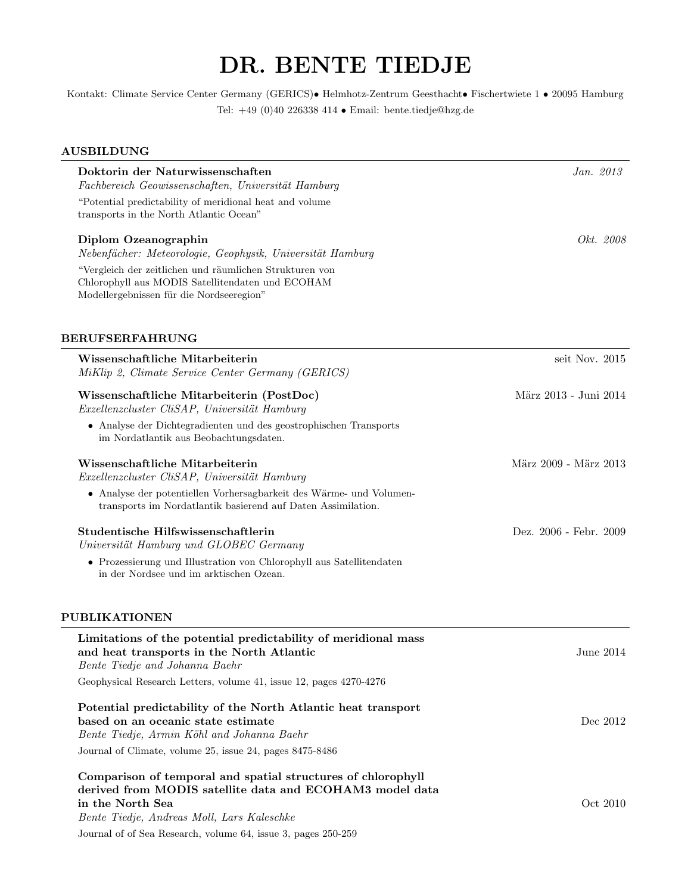# DR. BENTE TIEDJE

Kontakt: Climate Service Center Germany (GERICS)• Helmhotz-Zentrum Geesthacht• Fischertwiete 1 • 20095 Hamburg
Tel: +49 (0)40 226338 414 • Email: bente.tiedje@hzg.de

## AUSBILDUNG

**Doktorin der Naturwissenschaften** — *Jan. 2013*
*Fachbereich Geowissenschaften, Universität Hamburg*
"Potential predictability of meridional heat and volume transports in the North Atlantic Ocean"

**Diplom Ozeanographin** — *Okt. 2008*
*Nebenfächer: Meteorologie, Geophysik, Universität Hamburg*
"Vergleich der zeitlichen und räumlichen Strukturen von Chlorophyll aus MODIS Satellitendaten und ECOHAM Modellergebnissen für die Nordseeregion"

## BERUFSERFAHRUNG

**Wissenschaftliche Mitarbeiterin** — seit Nov. 2015
*MiKlip 2, Climate Service Center Germany (GERICS)*

**Wissenschaftliche Mitarbeiterin (PostDoc)** — März 2013 - Juni 2014
*Exzellenzcluster CliSAP, Universität Hamburg*

- Analyse der Dichtegradienten und des geostrophischen Transports im Nordatlantik aus Beobachtungsdaten.

**Wissenschaftliche Mitarbeiterin** — März 2009 - März 2013
*Exzellenzcluster CliSAP, Universität Hamburg*

- Analyse der potentiellen Vorhersagbarkeit des Wärme- und Volumentransports im Nordatlantik basierend auf Daten Assimilation.

**Studentische Hilfswissenschaftlerin** — Dez. 2006 - Febr. 2009
*Universität Hamburg und GLOBEC Germany*

- Prozessierung und Illustration von Chlorophyll aus Satellitendaten in der Nordsee und im arktischen Ozean.

## PUBLIKATIONEN

**Limitations of the potential predictability of meridional mass and heat transports in the North Atlantic** — June 2014
*Bente Tiedje and Johanna Baehr*
Geophysical Research Letters, volume 41, issue 12, pages 4270-4276

**Potential predictability of the North Atlantic heat transport based on an oceanic state estimate** — Dec 2012
*Bente Tiedje, Armin Köhl and Johanna Baehr*
Journal of Climate, volume 25, issue 24, pages 8475-8486

**Comparison of temporal and spatial structures of chlorophyll derived from MODIS satellite data and ECOHAM3 model data in the North Sea** — Oct 2010
*Bente Tiedje, Andreas Moll, Lars Kaleschke*
Journal of of Sea Research, volume 64, issue 3, pages 250-259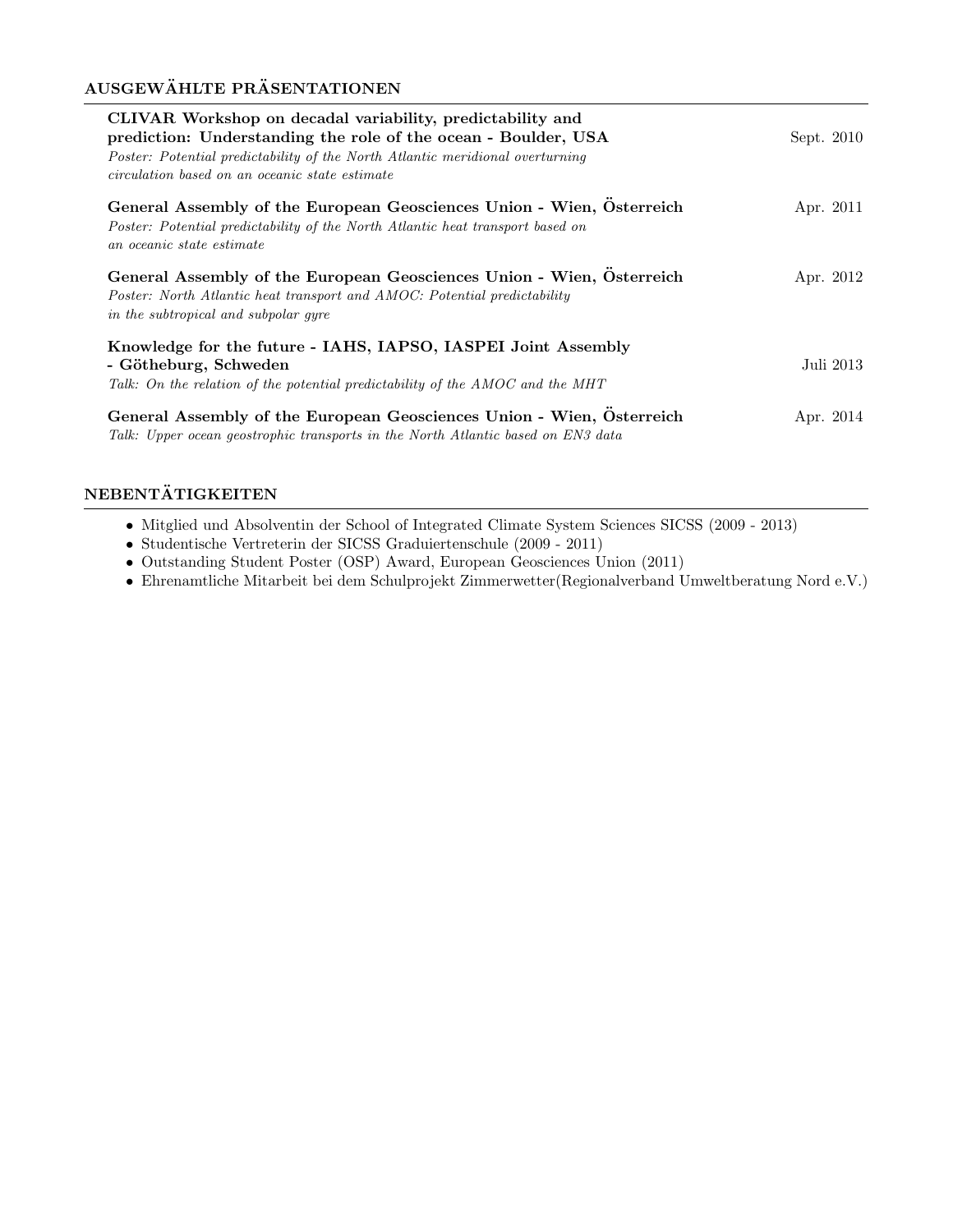## AUSGEWÄHLTE PRÄSENTATIONEN

**CLIVAR Workshop on decadal variability, predictability and prediction: Understanding the role of the ocean - Boulder, USA** — Sept. 2010
*Poster: Potential predictability of the North Atlantic meridional overturning circulation based on an oceanic state estimate*

**General Assembly of the European Geosciences Union - Wien, Österreich** — Apr. 2011
*Poster: Potential predictability of the North Atlantic heat transport based on an oceanic state estimate*

**General Assembly of the European Geosciences Union - Wien, Österreich** — Apr. 2012
*Poster: North Atlantic heat transport and AMOC: Potential predictability in the subtropical and subpolar gyre*

**Knowledge for the future - IAHS, IAPSO, IASPEI Joint Assembly - Götheburg, Schweden** — Juli 2013
*Talk: On the relation of the potential predictability of the AMOC and the MHT*

**General Assembly of the European Geosciences Union - Wien, Österreich** — Apr. 2014
*Talk: Upper ocean geostrophic transports in the North Atlantic based on EN3 data*

## NEBENTÄTIGKEITEN

- Mitglied und Absolventin der School of Integrated Climate System Sciences SICSS (2009 - 2013)
- Studentische Vertreterin der SICSS Graduiertenschule (2009 - 2011)
- Outstanding Student Poster (OSP) Award, European Geosciences Union (2011)
- Ehrenamtliche Mitarbeit bei dem Schulprojekt Zimmerwetter(Regionalverband Umweltberatung Nord e.V.)